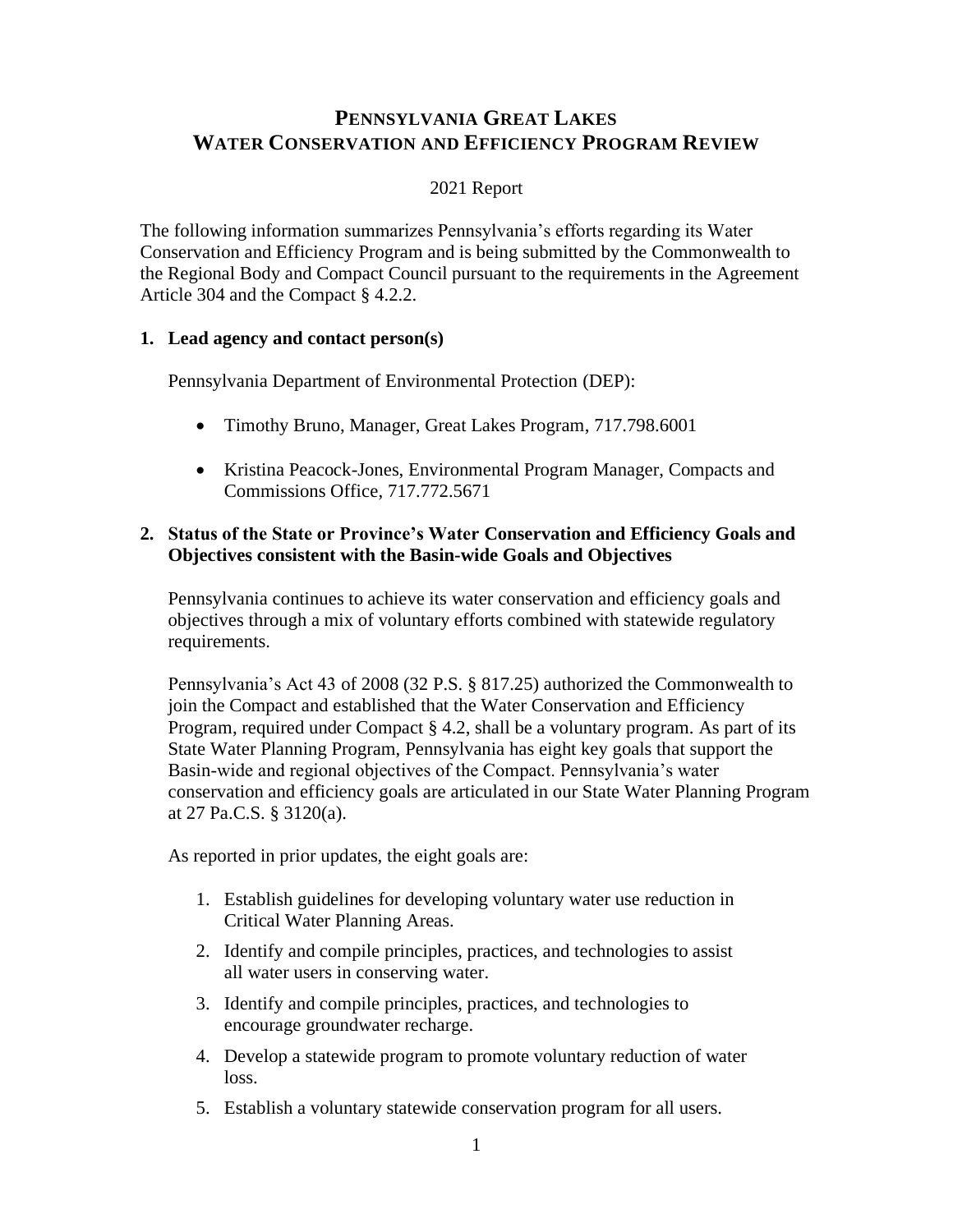# PENNSYLVANIA GREAT LAKES WATER CONSERVATION AND EFFICIENCY PROGRAM REVIEW

2021 Report

The following information summarizes Pennsylvania's efforts regarding its Water Conservation and Efficiency Program and is being submitted by the Commonwealth to the Regional Body and Compact Council pursuant to the requirements in the Agreement Article 304 and the Compact § 4.2.2.

## 1. Lead agency and contact person(s)

Pennsylvania Department of Environmental Protection (DEP):

- Timothy Bruno, Manager, Great Lakes Program, 717.798.6001
- Kristina Peacock-Jones, Environmental Program Manager, Compacts and Commissions Office, 717.772.5671

## 2. Status of the State or Province's Water Conservation and Efficiency Goals and Objectives consistent with the Basin-wide Goals and Objectives

Pennsylvania continues to achieve its water conservation and efficiency goals and objectives through a mix of voluntary efforts combined with statewide regulatory requirements.

Pennsylvania's Act 43 of 2008 (32 P.S. § 817.25) authorized the Commonwealth to join the Compact and established that the Water Conservation and Efficiency Program, required under Compact § 4.2, shall be a voluntary program. As part of its State Water Planning Program, Pennsylvania has eight key goals that support the Basin-wide and regional objectives of the Compact. Pennsylvania's water conservation and efficiency goals are articulated in our State Water Planning Program at 27 Pa.C.S. § 3120(a).

As reported in prior updates, the eight goals are:

1. Establish guidelines for developing voluntary water use reduction in Critical Water Planning Areas.
2. Identify and compile principles, practices, and technologies to assist all water users in conserving water.
3. Identify and compile principles, practices, and technologies to encourage groundwater recharge.
4. Develop a statewide program to promote voluntary reduction of water loss.
5. Establish a voluntary statewide conservation program for all users.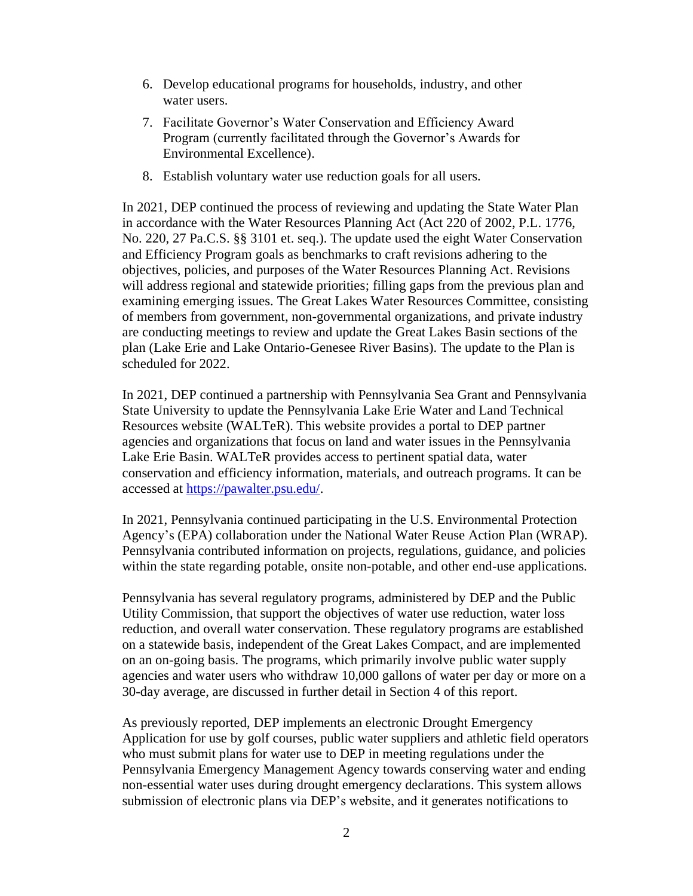6. Develop educational programs for households, industry, and other water users.
7. Facilitate Governor's Water Conservation and Efficiency Award Program (currently facilitated through the Governor's Awards for Environmental Excellence).
8. Establish voluntary water use reduction goals for all users.

In 2021, DEP continued the process of reviewing and updating the State Water Plan in accordance with the Water Resources Planning Act (Act 220 of 2002, P.L. 1776, No. 220, 27 Pa.C.S. §§ 3101 et. seq.). The update used the eight Water Conservation and Efficiency Program goals as benchmarks to craft revisions adhering to the objectives, policies, and purposes of the Water Resources Planning Act. Revisions will address regional and statewide priorities; filling gaps from the previous plan and examining emerging issues. The Great Lakes Water Resources Committee, consisting of members from government, non-governmental organizations, and private industry are conducting meetings to review and update the Great Lakes Basin sections of the plan (Lake Erie and Lake Ontario-Genesee River Basins). The update to the Plan is scheduled for 2022.

In 2021, DEP continued a partnership with Pennsylvania Sea Grant and Pennsylvania State University to update the Pennsylvania Lake Erie Water and Land Technical Resources website (WALTeR). This website provides a portal to DEP partner agencies and organizations that focus on land and water issues in the Pennsylvania Lake Erie Basin. WALTeR provides access to pertinent spatial data, water conservation and efficiency information, materials, and outreach programs. It can be accessed at [https://pawalter.psu.edu/](https://pawalter.psu.edu/).

In 2021, Pennsylvania continued participating in the U.S. Environmental Protection Agency's (EPA) collaboration under the National Water Reuse Action Plan (WRAP). Pennsylvania contributed information on projects, regulations, guidance, and policies within the state regarding potable, onsite non-potable, and other end-use applications.

Pennsylvania has several regulatory programs, administered by DEP and the Public Utility Commission, that support the objectives of water use reduction, water loss reduction, and overall water conservation. These regulatory programs are established on a statewide basis, independent of the Great Lakes Compact, and are implemented on an on-going basis. The programs, which primarily involve public water supply agencies and water users who withdraw 10,000 gallons of water per day or more on a 30-day average, are discussed in further detail in Section 4 of this report.

As previously reported, DEP implements an electronic Drought Emergency Application for use by golf courses, public water suppliers and athletic field operators who must submit plans for water use to DEP in meeting regulations under the Pennsylvania Emergency Management Agency towards conserving water and ending non-essential water uses during drought emergency declarations. This system allows submission of electronic plans via DEP's website, and it generates notifications to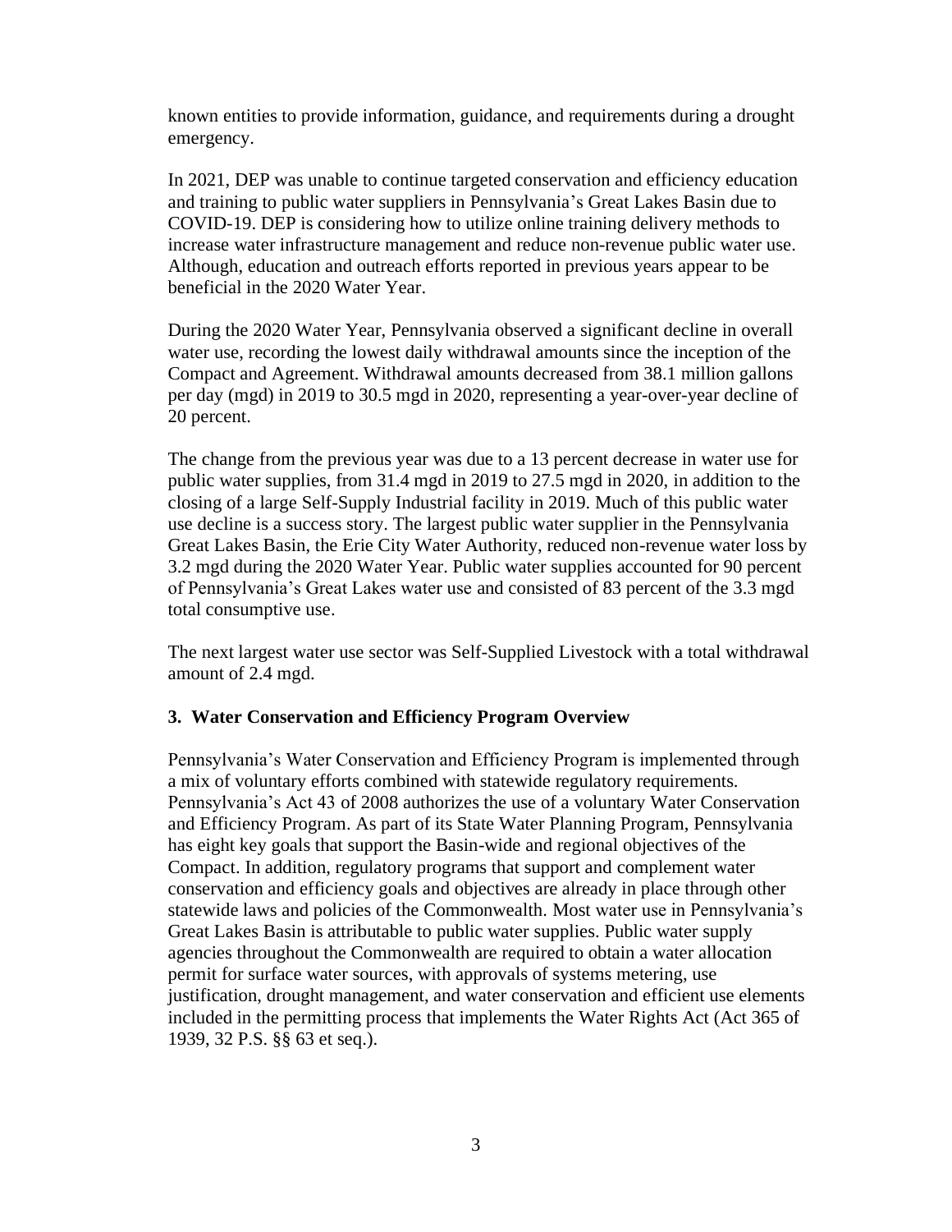known entities to provide information, guidance, and requirements during a drought emergency.

In 2021, DEP was unable to continue targeted conservation and efficiency education and training to public water suppliers in Pennsylvania's Great Lakes Basin due to COVID-19. DEP is considering how to utilize online training delivery methods to increase water infrastructure management and reduce non-revenue public water use. Although, education and outreach efforts reported in previous years appear to be beneficial in the 2020 Water Year.

During the 2020 Water Year, Pennsylvania observed a significant decline in overall water use, recording the lowest daily withdrawal amounts since the inception of the Compact and Agreement. Withdrawal amounts decreased from 38.1 million gallons per day (mgd) in 2019 to 30.5 mgd in 2020, representing a year-over-year decline of 20 percent.

The change from the previous year was due to a 13 percent decrease in water use for public water supplies, from 31.4 mgd in 2019 to 27.5 mgd in 2020, in addition to the closing of a large Self-Supply Industrial facility in 2019. Much of this public water use decline is a success story. The largest public water supplier in the Pennsylvania Great Lakes Basin, the Erie City Water Authority, reduced non-revenue water loss by 3.2 mgd during the 2020 Water Year. Public water supplies accounted for 90 percent of Pennsylvania's Great Lakes water use and consisted of 83 percent of the 3.3 mgd total consumptive use.

The next largest water use sector was Self-Supplied Livestock with a total withdrawal amount of 2.4 mgd.

### 3. Water Conservation and Efficiency Program Overview

Pennsylvania's Water Conservation and Efficiency Program is implemented through a mix of voluntary efforts combined with statewide regulatory requirements. Pennsylvania's Act 43 of 2008 authorizes the use of a voluntary Water Conservation and Efficiency Program. As part of its State Water Planning Program, Pennsylvania has eight key goals that support the Basin-wide and regional objectives of the Compact. In addition, regulatory programs that support and complement water conservation and efficiency goals and objectives are already in place through other statewide laws and policies of the Commonwealth. Most water use in Pennsylvania's Great Lakes Basin is attributable to public water supplies. Public water supply agencies throughout the Commonwealth are required to obtain a water allocation permit for surface water sources, with approvals of systems metering, use justification, drought management, and water conservation and efficient use elements included in the permitting process that implements the Water Rights Act (Act 365 of 1939, 32 P.S. §§ 63 et seq.).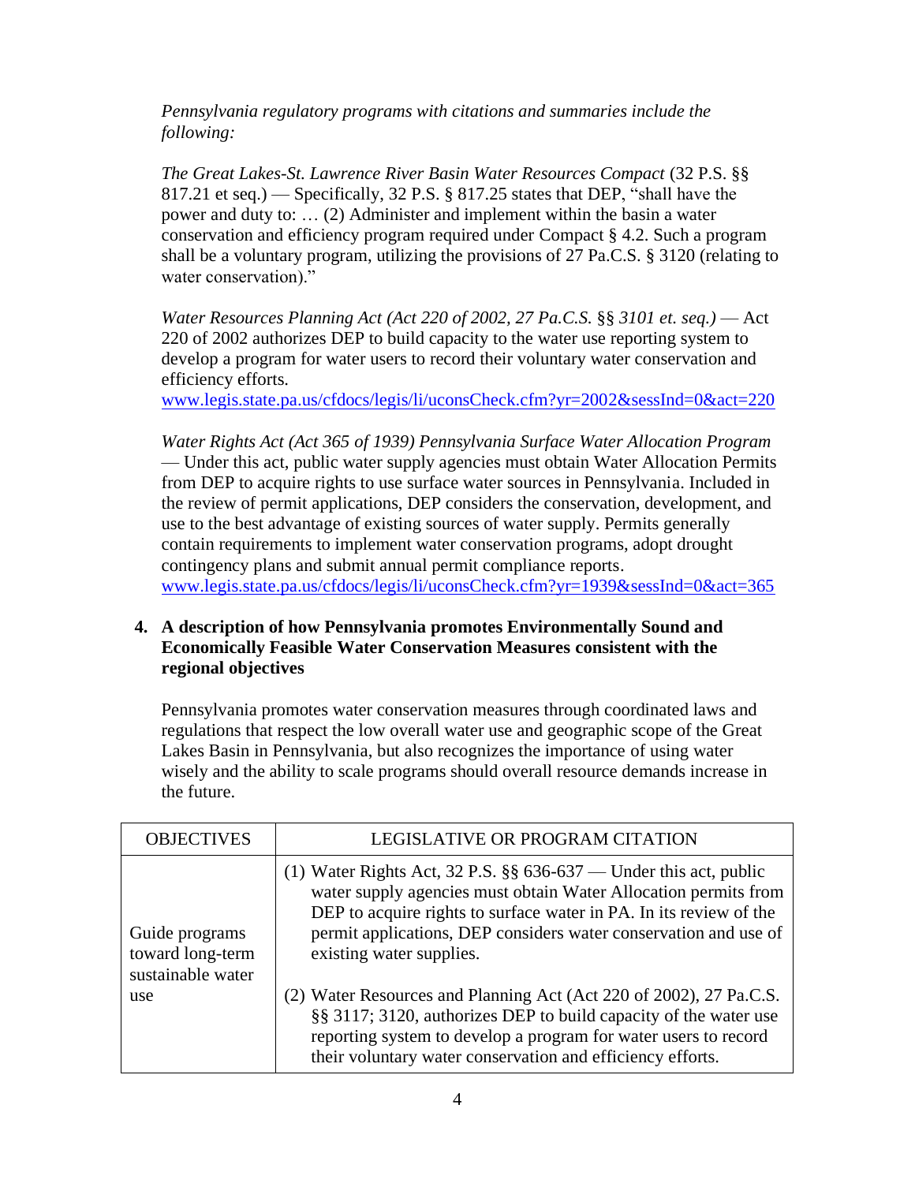*Pennsylvania regulatory programs with citations and summaries include the following:*

*The Great Lakes-St. Lawrence River Basin Water Resources Compact* (32 P.S. §§ 817.21 et seq.) — Specifically, 32 P.S. § 817.25 states that DEP, "shall have the power and duty to: … (2) Administer and implement within the basin a water conservation and efficiency program required under Compact § 4.2. Such a program shall be a voluntary program, utilizing the provisions of 27 Pa.C.S. § 3120 (relating to water conservation)."

*Water Resources Planning Act (Act 220 of 2002, 27 Pa.C.S.* §§ *3101 et. seq.)* — Act 220 of 2002 authorizes DEP to build capacity to the water use reporting system to develop a program for water users to record their voluntary water conservation and efficiency efforts.
www.legis.state.pa.us/cfdocs/legis/li/uconsCheck.cfm?yr=2002&sessInd=0&act=220

*Water Rights Act (Act 365 of 1939) Pennsylvania Surface Water Allocation Program* — Under this act, public water supply agencies must obtain Water Allocation Permits from DEP to acquire rights to use surface water sources in Pennsylvania. Included in the review of permit applications, DEP considers the conservation, development, and use to the best advantage of existing sources of water supply. Permits generally contain requirements to implement water conservation programs, adopt drought contingency plans and submit annual permit compliance reports.
www.legis.state.pa.us/cfdocs/legis/li/uconsCheck.cfm?yr=1939&sessInd=0&act=365

**4. A description of how Pennsylvania promotes Environmentally Sound and Economically Feasible Water Conservation Measures consistent with the regional objectives**

Pennsylvania promotes water conservation measures through coordinated laws and regulations that respect the low overall water use and geographic scope of the Great Lakes Basin in Pennsylvania, but also recognizes the importance of using water wisely and the ability to scale programs should overall resource demands increase in the future.

| OBJECTIVES | LEGISLATIVE OR PROGRAM CITATION |
|---|---|
| Guide programs toward long-term sustainable water use | (1) Water Rights Act, 32 P.S. §§ 636-637 — Under this act, public water supply agencies must obtain Water Allocation permits from DEP to acquire rights to surface water in PA. In its review of the permit applications, DEP considers water conservation and use of existing water supplies.<br><br>(2) Water Resources and Planning Act (Act 220 of 2002), 27 Pa.C.S. §§ 3117; 3120, authorizes DEP to build capacity of the water use reporting system to develop a program for water users to record their voluntary water conservation and efficiency efforts. |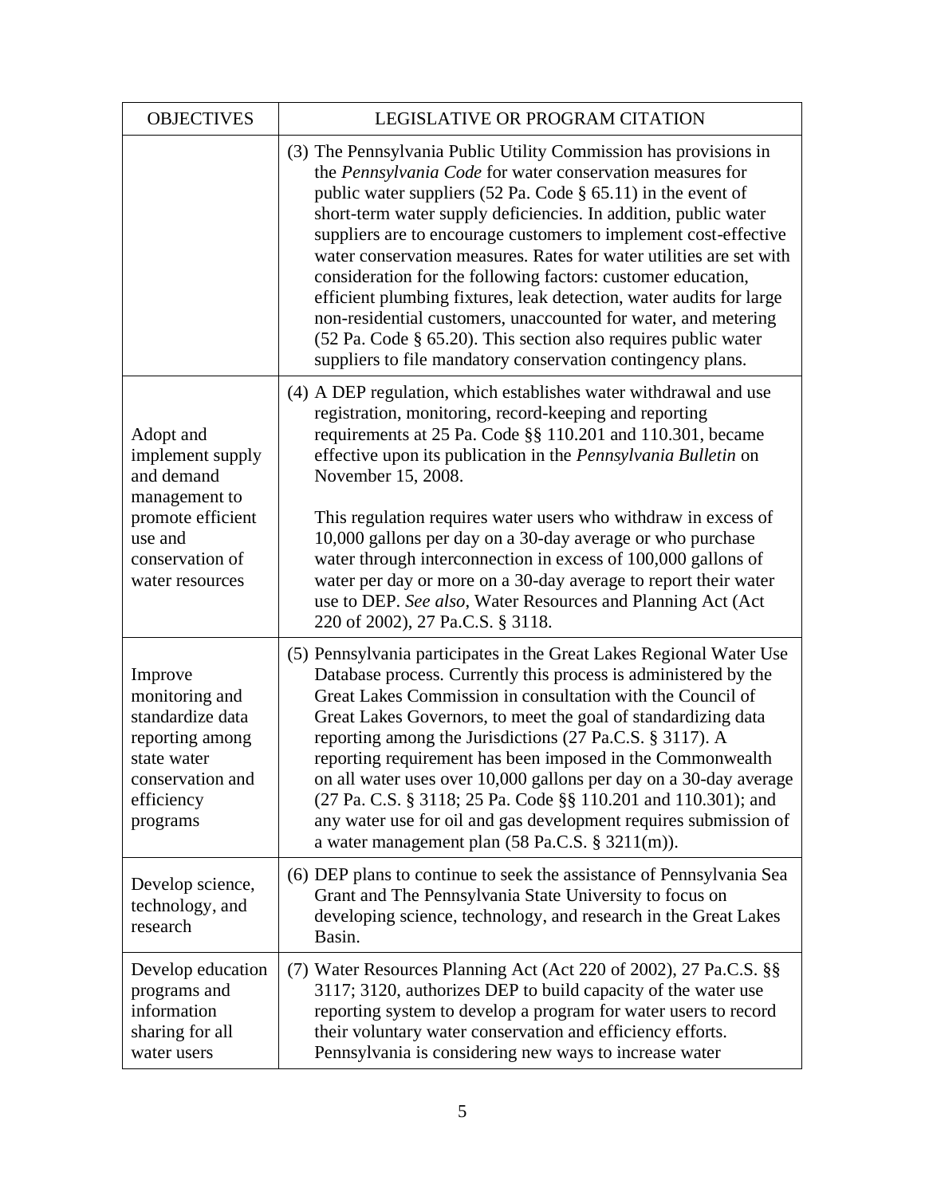| OBJECTIVES | LEGISLATIVE OR PROGRAM CITATION |
|---|---|
| | (3) The Pennsylvania Public Utility Commission has provisions in the *Pennsylvania Code* for water conservation measures for public water suppliers (52 Pa. Code § 65.11) in the event of short-term water supply deficiencies. In addition, public water suppliers are to encourage customers to implement cost-effective water conservation measures. Rates for water utilities are set with consideration for the following factors: customer education, efficient plumbing fixtures, leak detection, water audits for large non-residential customers, unaccounted for water, and metering (52 Pa. Code § 65.20). This section also requires public water suppliers to file mandatory conservation contingency plans. |
| Adopt and implement supply and demand management to promote efficient use and conservation of water resources | (4) A DEP regulation, which establishes water withdrawal and use registration, monitoring, record-keeping and reporting requirements at 25 Pa. Code §§ 110.201 and 110.301, became effective upon its publication in the *Pennsylvania Bulletin* on November 15, 2008.<br><br>This regulation requires water users who withdraw in excess of 10,000 gallons per day on a 30-day average or who purchase water through interconnection in excess of 100,000 gallons of water per day or more on a 30-day average to report their water use to DEP. *See also*, Water Resources and Planning Act (Act 220 of 2002), 27 Pa.C.S. § 3118. |
| Improve monitoring and standardize data reporting among state water conservation and efficiency programs | (5) Pennsylvania participates in the Great Lakes Regional Water Use Database process. Currently this process is administered by the Great Lakes Commission in consultation with the Council of Great Lakes Governors, to meet the goal of standardizing data reporting among the Jurisdictions (27 Pa.C.S. § 3117). A reporting requirement has been imposed in the Commonwealth on all water uses over 10,000 gallons per day on a 30-day average (27 Pa. C.S. § 3118; 25 Pa. Code §§ 110.201 and 110.301); and any water use for oil and gas development requires submission of a water management plan (58 Pa.C.S. § 3211(m)). |
| Develop science, technology, and research | (6) DEP plans to continue to seek the assistance of Pennsylvania Sea Grant and The Pennsylvania State University to focus on developing science, technology, and research in the Great Lakes Basin. |
| Develop education programs and information sharing for all water users | (7) Water Resources Planning Act (Act 220 of 2002), 27 Pa.C.S. §§ 3117; 3120, authorizes DEP to build capacity of the water use reporting system to develop a program for water users to record their voluntary water conservation and efficiency efforts. Pennsylvania is considering new ways to increase water |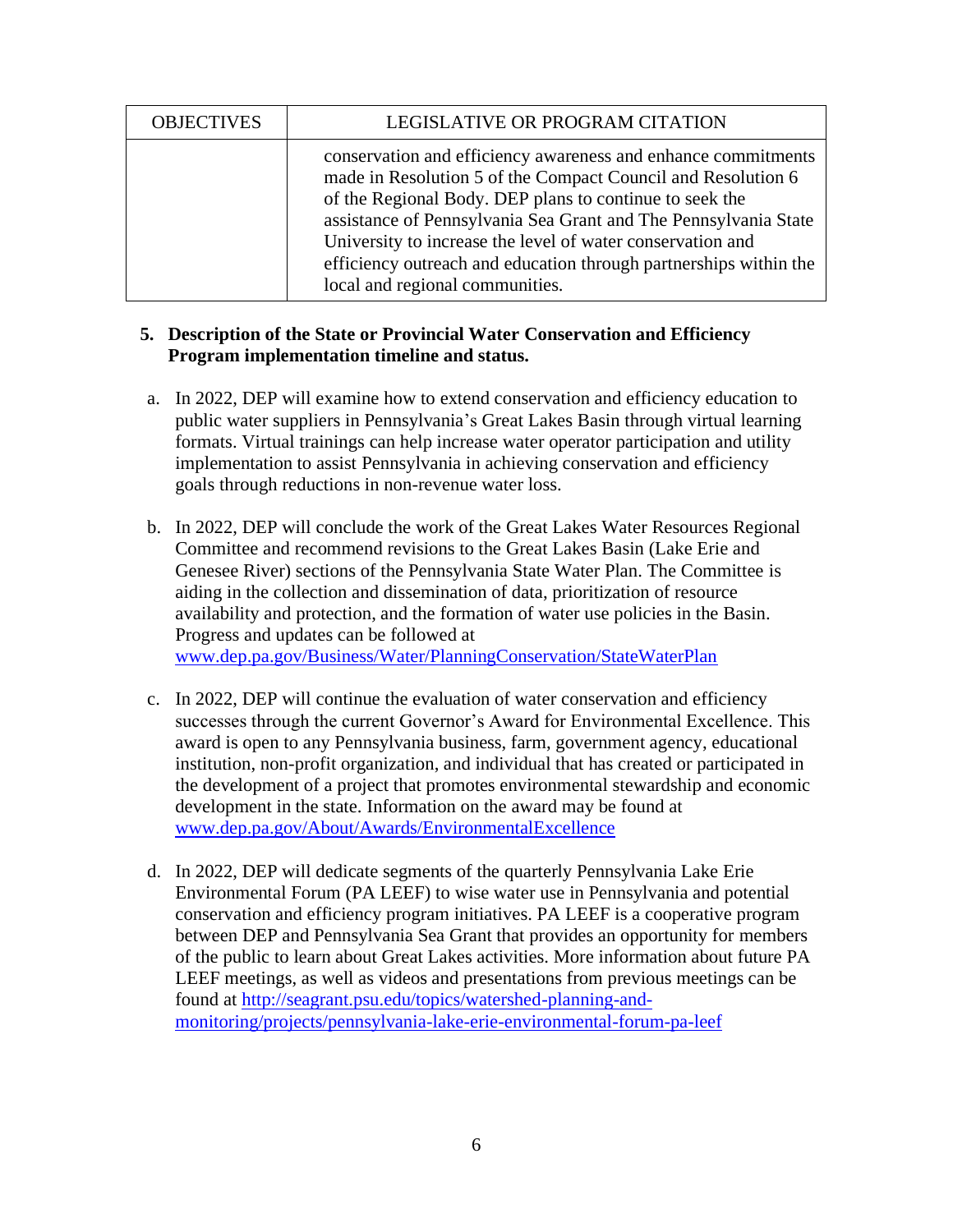| OBJECTIVES | LEGISLATIVE OR PROGRAM CITATION |
|---|---|
| | conservation and efficiency awareness and enhance commitments made in Resolution 5 of the Compact Council and Resolution 6 of the Regional Body. DEP plans to continue to seek the assistance of Pennsylvania Sea Grant and The Pennsylvania State University to increase the level of water conservation and efficiency outreach and education through partnerships within the local and regional communities. |

**5. Description of the State or Provincial Water Conservation and Efficiency Program implementation timeline and status.**

a. In 2022, DEP will examine how to extend conservation and efficiency education to public water suppliers in Pennsylvania's Great Lakes Basin through virtual learning formats. Virtual trainings can help increase water operator participation and utility implementation to assist Pennsylvania in achieving conservation and efficiency goals through reductions in non-revenue water loss.

b. In 2022, DEP will conclude the work of the Great Lakes Water Resources Regional Committee and recommend revisions to the Great Lakes Basin (Lake Erie and Genesee River) sections of the Pennsylvania State Water Plan. The Committee is aiding in the collection and dissemination of data, prioritization of resource availability and protection, and the formation of water use policies in the Basin. Progress and updates can be followed at [www.dep.pa.gov/Business/Water/PlanningConservation/StateWaterPlan](www.dep.pa.gov/Business/Water/PlanningConservation/StateWaterPlan)

c. In 2022, DEP will continue the evaluation of water conservation and efficiency successes through the current Governor's Award for Environmental Excellence. This award is open to any Pennsylvania business, farm, government agency, educational institution, non-profit organization, and individual that has created or participated in the development of a project that promotes environmental stewardship and economic development in the state. Information on the award may be found at [www.dep.pa.gov/About/Awards/EnvironmentalExcellence](www.dep.pa.gov/About/Awards/EnvironmentalExcellence)

d. In 2022, DEP will dedicate segments of the quarterly Pennsylvania Lake Erie Environmental Forum (PA LEEF) to wise water use in Pennsylvania and potential conservation and efficiency program initiatives. PA LEEF is a cooperative program between DEP and Pennsylvania Sea Grant that provides an opportunity for members of the public to learn about Great Lakes activities. More information about future PA LEEF meetings, as well as videos and presentations from previous meetings can be found at [http://seagrant.psu.edu/topics/watershed-planning-and-monitoring/projects/pennsylvania-lake-erie-environmental-forum-pa-leef](http://seagrant.psu.edu/topics/watershed-planning-and-monitoring/projects/pennsylvania-lake-erie-environmental-forum-pa-leef)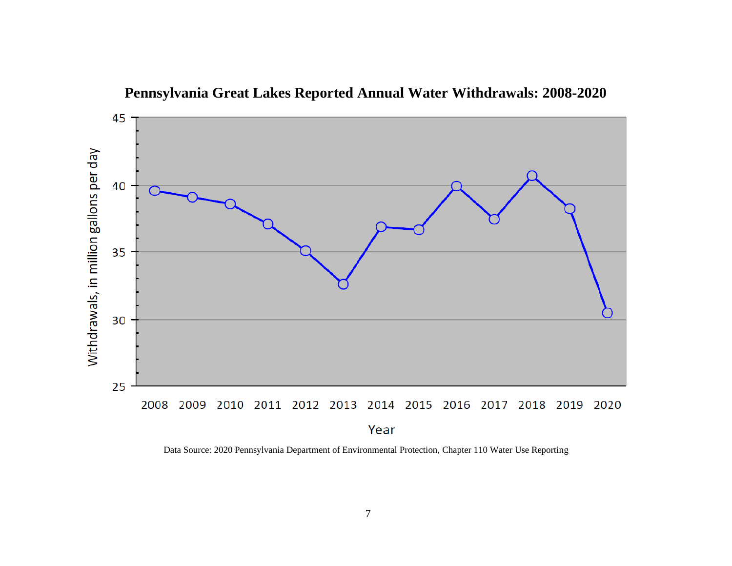**Pennsylvania Great Lakes Reported Annual Water Withdrawals: 2008-2020**

Withdrawals, in million gallons per day

45
40
35
30
25

2008 2009 2010 2011 2012 2013 2014 2015 2016 2017 2018 2019 2020

Year

Data Source: 2020 Pennsylvania Department of Environmental Protection, Chapter 110 Water Use Reporting